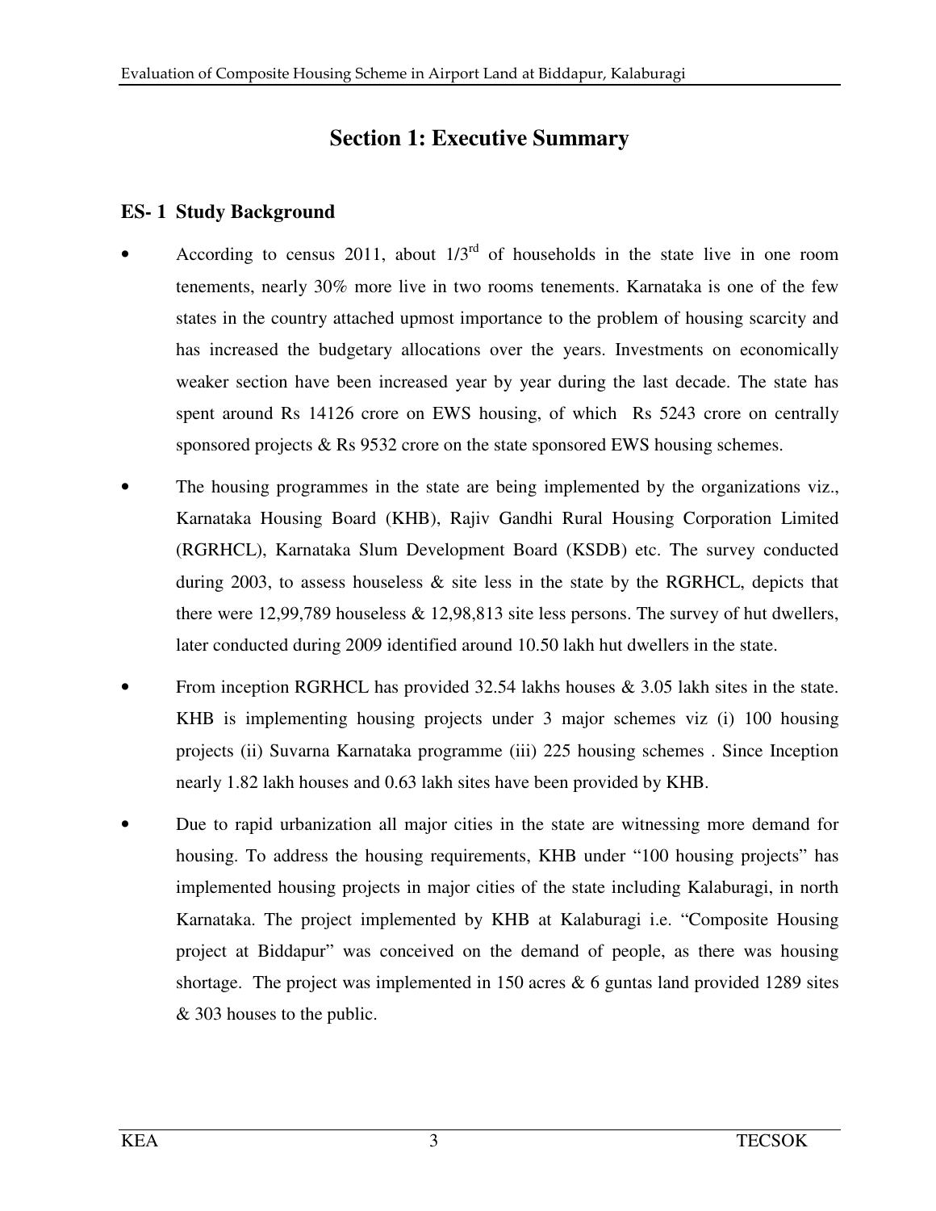# Section 1: Executive Summary

## ES- 1 Study Background

- According to census 2011, about 1/3rd of households in the state live in one room tenements, nearly 30% more live in two rooms tenements. Karnataka is one of the few states in the country attached upmost importance to the problem of housing scarcity and has increased the budgetary allocations over the years. Investments on economically weaker section have been increased year by year during the last decade. The state has spent around Rs 14126 crore on EWS housing, of which Rs 5243 crore on centrally sponsored projects & Rs 9532 crore on the state sponsored EWS housing schemes.

- The housing programmes in the state are being implemented by the organizations viz., Karnataka Housing Board (KHB), Rajiv Gandhi Rural Housing Corporation Limited (RGRHCL), Karnataka Slum Development Board (KSDB) etc. The survey conducted during 2003, to assess houseless & site less in the state by the RGRHCL, depicts that there were 12,99,789 houseless & 12,98,813 site less persons. The survey of hut dwellers, later conducted during 2009 identified around 10.50 lakh hut dwellers in the state.

- From inception RGRHCL has provided 32.54 lakhs houses & 3.05 lakh sites in the state. KHB is implementing housing projects under 3 major schemes viz (i) 100 housing projects (ii) Suvarna Karnataka programme (iii) 225 housing schemes . Since Inception nearly 1.82 lakh houses and 0.63 lakh sites have been provided by KHB.

- Due to rapid urbanization all major cities in the state are witnessing more demand for housing. To address the housing requirements, KHB under "100 housing projects" has implemented housing projects in major cities of the state including Kalaburagi, in north Karnataka. The project implemented by KHB at Kalaburagi i.e. "Composite Housing project at Biddapur" was conceived on the demand of people, as there was housing shortage. The project was implemented in 150 acres & 6 guntas land provided 1289 sites & 303 houses to the public.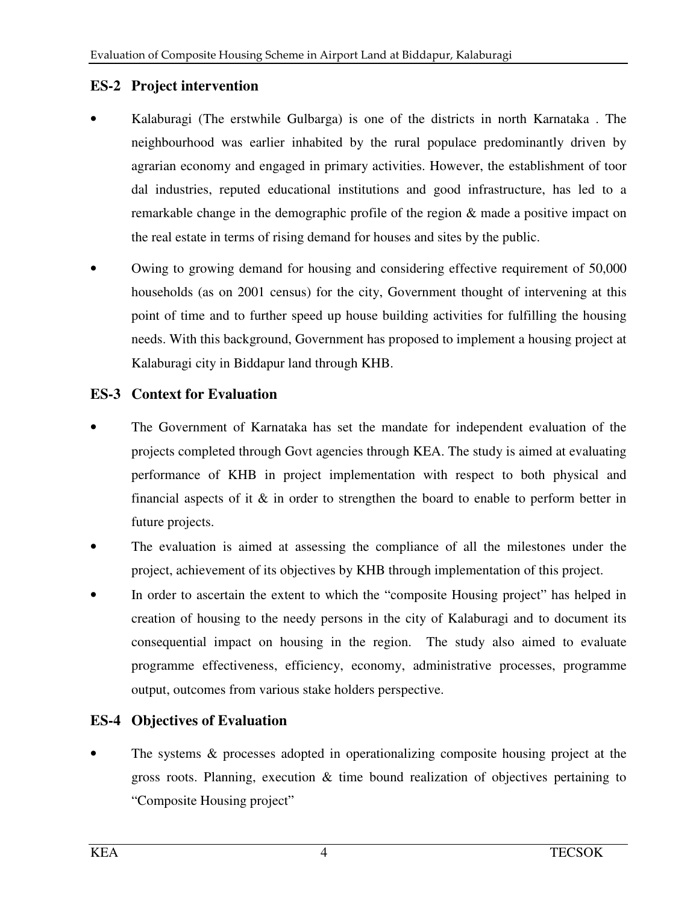## ES-2 Project intervention

- Kalaburagi (The erstwhile Gulbarga) is one of the districts in north Karnataka . The neighbourhood was earlier inhabited by the rural populace predominantly driven by agrarian economy and engaged in primary activities. However, the establishment of toor dal industries, reputed educational institutions and good infrastructure, has led to a remarkable change in the demographic profile of the region & made a positive impact on the real estate in terms of rising demand for houses and sites by the public.
- Owing to growing demand for housing and considering effective requirement of 50,000 households (as on 2001 census) for the city, Government thought of intervening at this point of time and to further speed up house building activities for fulfilling the housing needs. With this background, Government has proposed to implement a housing project at Kalaburagi city in Biddapur land through KHB.

## ES-3 Context for Evaluation

- The Government of Karnataka has set the mandate for independent evaluation of the projects completed through Govt agencies through KEA. The study is aimed at evaluating performance of KHB in project implementation with respect to both physical and financial aspects of it & in order to strengthen the board to enable to perform better in future projects.
- The evaluation is aimed at assessing the compliance of all the milestones under the project, achievement of its objectives by KHB through implementation of this project.
- In order to ascertain the extent to which the "composite Housing project" has helped in creation of housing to the needy persons in the city of Kalaburagi and to document its consequential impact on housing in the region. The study also aimed to evaluate programme effectiveness, efficiency, economy, administrative processes, programme output, outcomes from various stake holders perspective.

## ES-4 Objectives of Evaluation

- The systems & processes adopted in operationalizing composite housing project at the gross roots. Planning, execution & time bound realization of objectives pertaining to "Composite Housing project"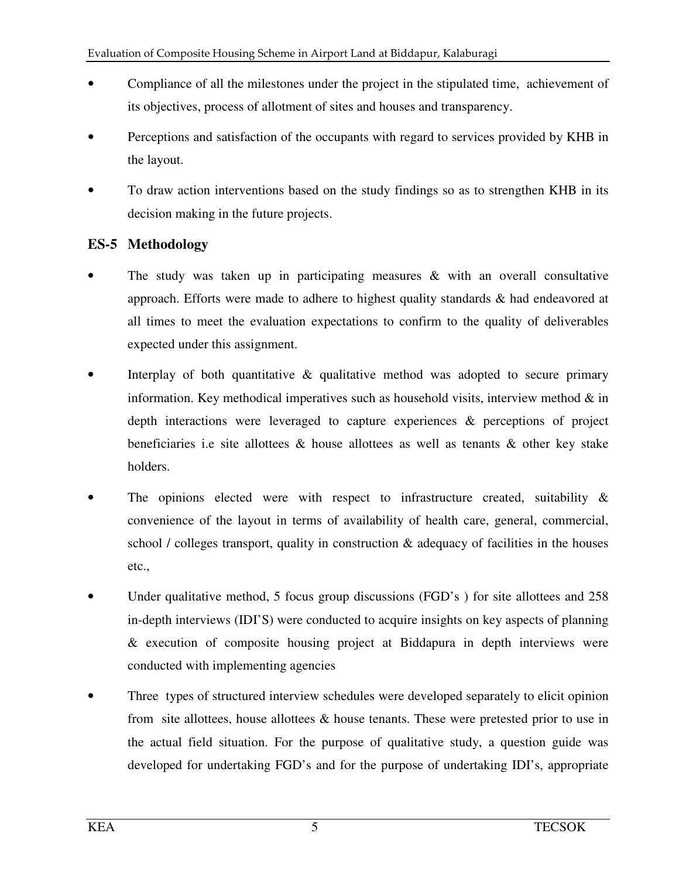- Compliance of all the milestones under the project in the stipulated time, achievement of its objectives, process of allotment of sites and houses and transparency.
- Perceptions and satisfaction of the occupants with regard to services provided by KHB in the layout.
- To draw action interventions based on the study findings so as to strengthen KHB in its decision making in the future projects.

## ES-5 Methodology

- The study was taken up in participating measures & with an overall consultative approach. Efforts were made to adhere to highest quality standards & had endeavored at all times to meet the evaluation expectations to confirm to the quality of deliverables expected under this assignment.
- Interplay of both quantitative & qualitative method was adopted to secure primary information. Key methodical imperatives such as household visits, interview method & in depth interactions were leveraged to capture experiences & perceptions of project beneficiaries i.e site allottees & house allottees as well as tenants & other key stake holders.
- The opinions elected were with respect to infrastructure created, suitability & convenience of the layout in terms of availability of health care, general, commercial, school / colleges transport, quality in construction & adequacy of facilities in the houses etc.,
- Under qualitative method, 5 focus group discussions (FGD's ) for site allottees and 258 in-depth interviews (IDI'S) were conducted to acquire insights on key aspects of planning & execution of composite housing project at Biddapura in depth interviews were conducted with implementing agencies
- Three types of structured interview schedules were developed separately to elicit opinion from site allottees, house allottees & house tenants. These were pretested prior to use in the actual field situation. For the purpose of qualitative study, a question guide was developed for undertaking FGD's and for the purpose of undertaking IDI's, appropriate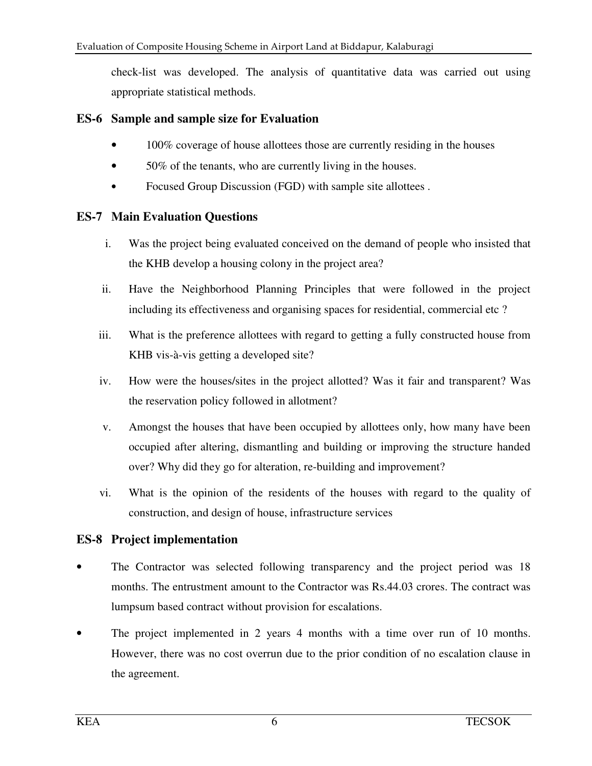check-list was developed. The analysis of quantitative data was carried out using appropriate statistical methods.

## ES-6 Sample and sample size for Evaluation

- 100% coverage of house allottees those are currently residing in the houses
- 50% of the tenants, who are currently living in the houses.
- Focused Group Discussion (FGD) with sample site allottees .

## ES-7 Main Evaluation Questions

i. Was the project being evaluated conceived on the demand of people who insisted that the KHB develop a housing colony in the project area?

ii. Have the Neighborhood Planning Principles that were followed in the project including its effectiveness and organising spaces for residential, commercial etc ?

iii. What is the preference allottees with regard to getting a fully constructed house from KHB vis-à-vis getting a developed site?

iv. How were the houses/sites in the project allotted? Was it fair and transparent? Was the reservation policy followed in allotment?

v. Amongst the houses that have been occupied by allottees only, how many have been occupied after altering, dismantling and building or improving the structure handed over? Why did they go for alteration, re-building and improvement?

vi. What is the opinion of the residents of the houses with regard to the quality of construction, and design of house, infrastructure services

## ES-8 Project implementation

- The Contractor was selected following transparency and the project period was 18 months. The entrustment amount to the Contractor was Rs.44.03 crores. The contract was lumpsum based contract without provision for escalations.
- The project implemented in 2 years 4 months with a time over run of 10 months. However, there was no cost overrun due to the prior condition of no escalation clause in the agreement.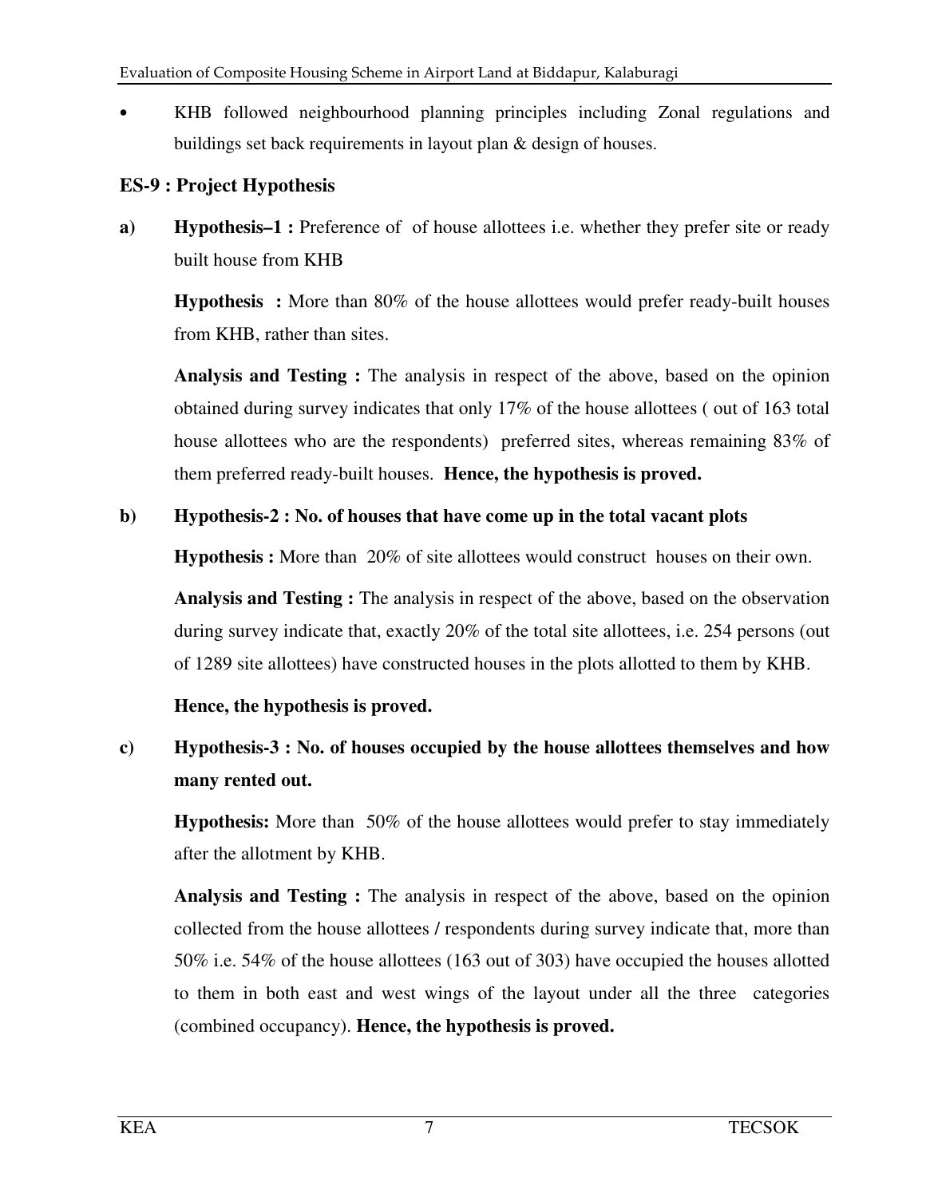- KHB followed neighbourhood planning principles including Zonal regulations and buildings set back requirements in layout plan & design of houses.

## ES-9 : Project Hypothesis

**a)** **Hypothesis–1 :** Preference of of house allottees i.e. whether they prefer site or ready built house from KHB

**Hypothesis :** More than 80% of the house allottees would prefer ready-built houses from KHB, rather than sites.

**Analysis and Testing :** The analysis in respect of the above, based on the opinion obtained during survey indicates that only 17% of the house allottees ( out of 163 total house allottees who are the respondents) preferred sites, whereas remaining 83% of them preferred ready-built houses. **Hence, the hypothesis is proved.**

**b)** **Hypothesis-2 : No. of houses that have come up in the total vacant plots**

**Hypothesis :** More than 20% of site allottees would construct houses on their own.

**Analysis and Testing :** The analysis in respect of the above, based on the observation during survey indicate that, exactly 20% of the total site allottees, i.e. 254 persons (out of 1289 site allottees) have constructed houses in the plots allotted to them by KHB.

**Hence, the hypothesis is proved.**

**c)** **Hypothesis-3 : No. of houses occupied by the house allottees themselves and how many rented out.**

**Hypothesis:** More than 50% of the house allottees would prefer to stay immediately after the allotment by KHB.

**Analysis and Testing :** The analysis in respect of the above, based on the opinion collected from the house allottees / respondents during survey indicate that, more than 50% i.e. 54% of the house allottees (163 out of 303) have occupied the houses allotted to them in both east and west wings of the layout under all the three categories (combined occupancy). **Hence, the hypothesis is proved.**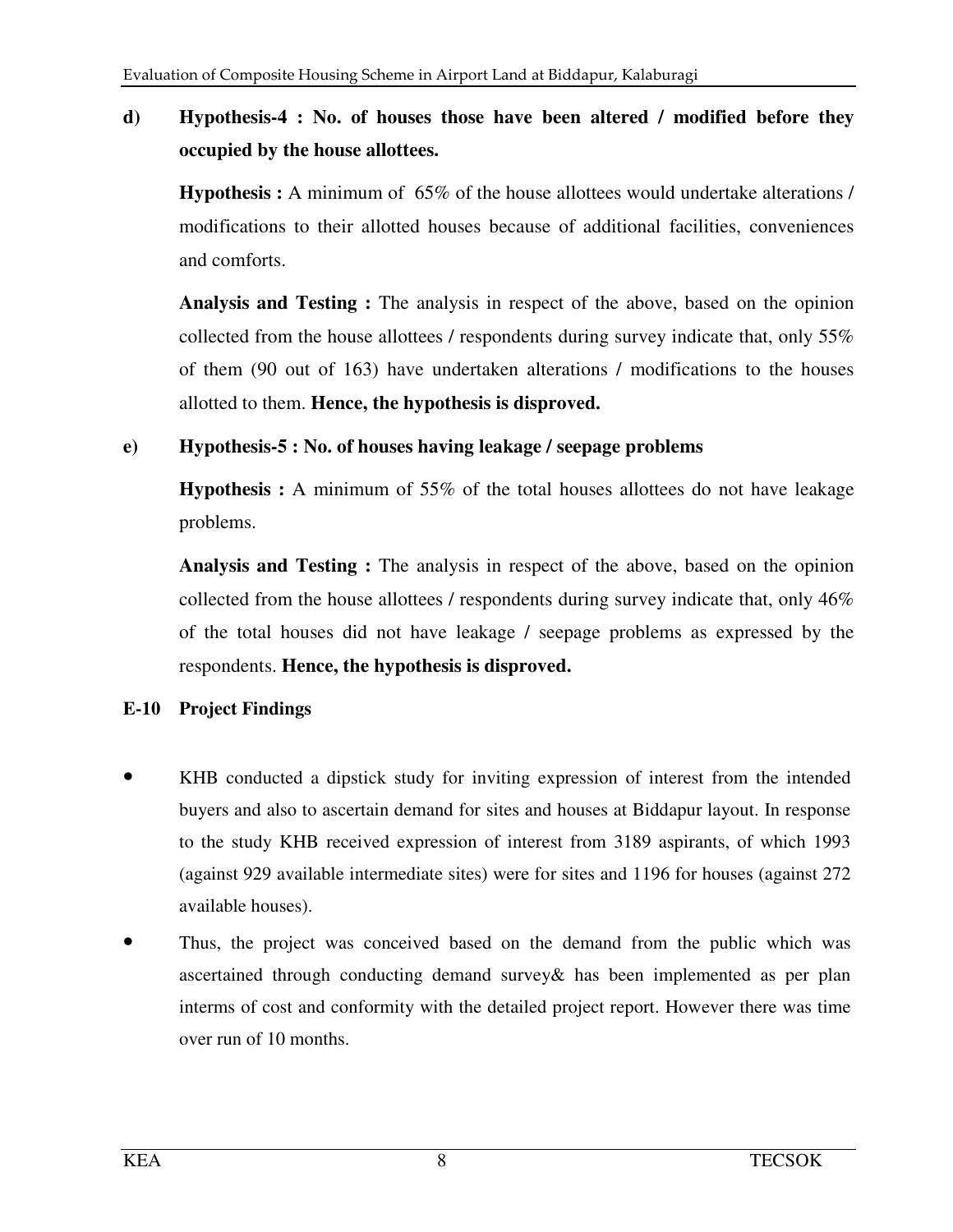**d) Hypothesis-4 : No. of houses those have been altered / modified before they occupied by the house allottees.**

**Hypothesis :** A minimum of 65% of the house allottees would undertake alterations / modifications to their allotted houses because of additional facilities, conveniences and comforts.

**Analysis and Testing :** The analysis in respect of the above, based on the opinion collected from the house allottees / respondents during survey indicate that, only 55% of them (90 out of 163) have undertaken alterations / modifications to the houses allotted to them. **Hence, the hypothesis is disproved.**

**e) Hypothesis-5 : No. of houses having leakage / seepage problems**

**Hypothesis :** A minimum of 55% of the total houses allottees do not have leakage problems.

**Analysis and Testing :** The analysis in respect of the above, based on the opinion collected from the house allottees / respondents during survey indicate that, only 46% of the total houses did not have leakage / seepage problems as expressed by the respondents. **Hence, the hypothesis is disproved.**

## E-10 Project Findings

- KHB conducted a dipstick study for inviting expression of interest from the intended buyers and also to ascertain demand for sites and houses at Biddapur layout. In response to the study KHB received expression of interest from 3189 aspirants, of which 1993 (against 929 available intermediate sites) were for sites and 1196 for houses (against 272 available houses).
- Thus, the project was conceived based on the demand from the public which was ascertained through conducting demand survey& has been implemented as per plan interms of cost and conformity with the detailed project report. However there was time over run of 10 months.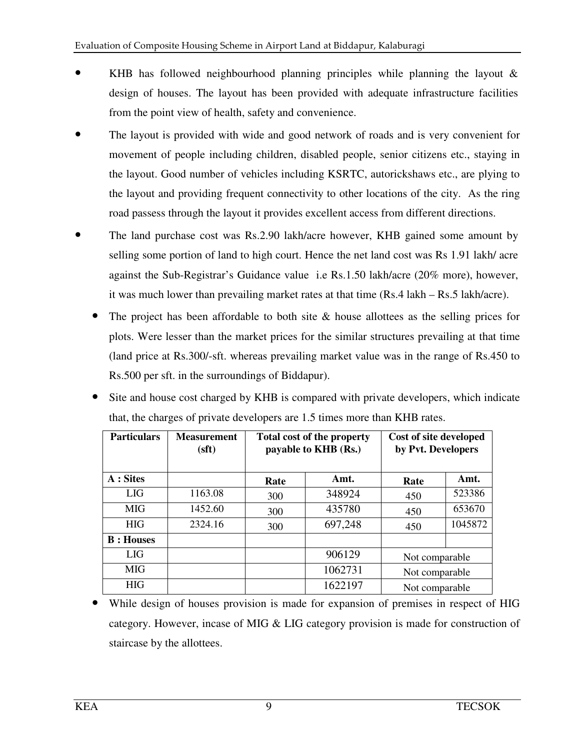- KHB has followed neighbourhood planning principles while planning the layout & design of houses. The layout has been provided with adequate infrastructure facilities from the point view of health, safety and convenience.
- The layout is provided with wide and good network of roads and is very convenient for movement of people including children, disabled people, senior citizens etc., staying in the layout. Good number of vehicles including KSRTC, autorickshaws etc., are plying to the layout and providing frequent connectivity to other locations of the city. As the ring road passess through the layout it provides excellent access from different directions.
- The land purchase cost was Rs.2.90 lakh/acre however, KHB gained some amount by selling some portion of land to high court. Hence the net land cost was Rs 1.91 lakh/ acre against the Sub-Registrar's Guidance value i.e Rs.1.50 lakh/acre (20% more), however, it was much lower than prevailing market rates at that time (Rs.4 lakh – Rs.5 lakh/acre).
  - The project has been affordable to both site & house allottees as the selling prices for plots. Were lesser than the market prices for the similar structures prevailing at that time (land price at Rs.300/-sft. whereas prevailing market value was in the range of Rs.450 to Rs.500 per sft. in the surroundings of Biddapur).
  - Site and house cost charged by KHB is compared with private developers, which indicate that, the charges of private developers are 1.5 times more than KHB rates.

| Particulars | Measurement (sft) | Total cost of the property payable to KHB (Rs.) | | Cost of site developed by Pvt. Developers | |
|---|---|---|---|---|---|
| **A : Sites** | | **Rate** | **Amt.** | **Rate** | **Amt.** |
| LIG | 1163.08 | 300 | 348924 | 450 | 523386 |
| MIG | 1452.60 | 300 | 435780 | 450 | 653670 |
| HIG | 2324.16 | 300 | 697,248 | 450 | 1045872 |
| **B : Houses** | | | | | |
| LIG | | | 906129 | Not comparable | |
| MIG | | | 1062731 | Not comparable | |
| HIG | | | 1622197 | Not comparable | |

  - While design of houses provision is made for expansion of premises in respect of HIG category. However, incase of MIG & LIG category provision is made for construction of staircase by the allottees.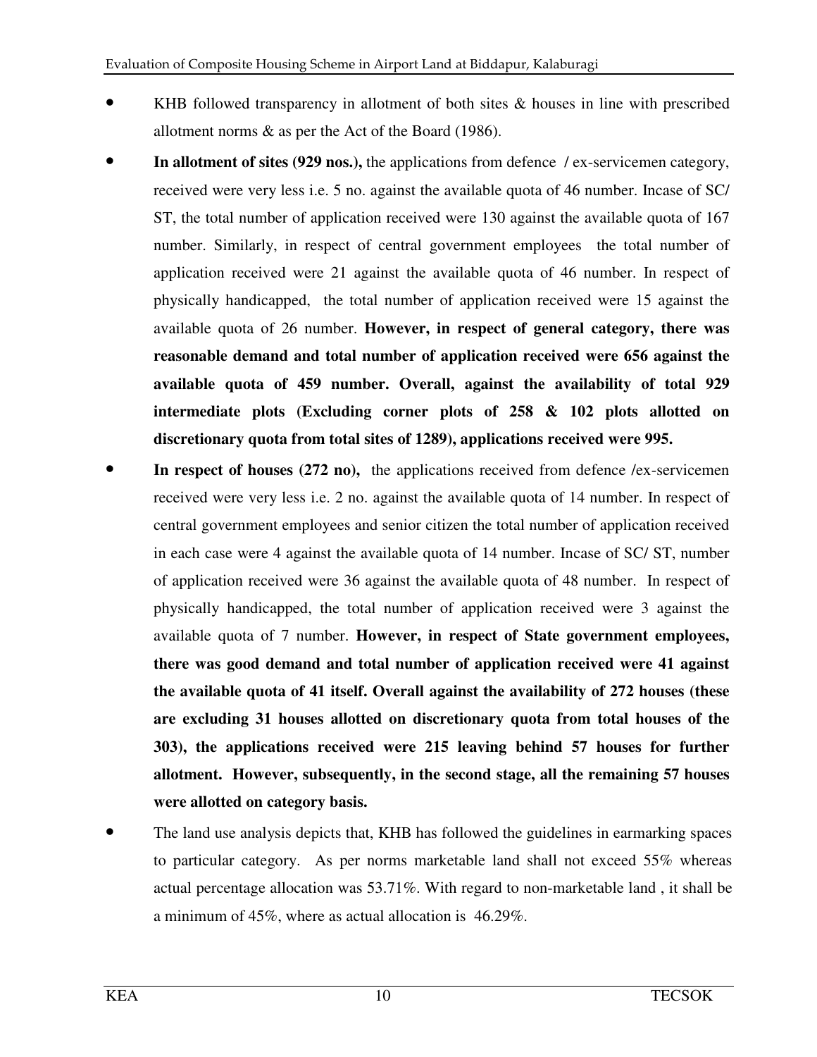- KHB followed transparency in allotment of both sites & houses in line with prescribed allotment norms & as per the Act of the Board (1986).
- **In allotment of sites (929 nos.),** the applications from defence / ex-servicemen category, received were very less i.e. 5 no. against the available quota of 46 number. Incase of SC/ ST, the total number of application received were 130 against the available quota of 167 number. Similarly, in respect of central government employees the total number of application received were 21 against the available quota of 46 number. In respect of physically handicapped, the total number of application received were 15 against the available quota of 26 number. **However, in respect of general category, there was reasonable demand and total number of application received were 656 against the available quota of 459 number. Overall, against the availability of total 929 intermediate plots (Excluding corner plots of 258 & 102 plots allotted on discretionary quota from total sites of 1289), applications received were 995.**
- **In respect of houses (272 no),** the applications received from defence /ex-servicemen received were very less i.e. 2 no. against the available quota of 14 number. In respect of central government employees and senior citizen the total number of application received in each case were 4 against the available quota of 14 number. Incase of SC/ ST, number of application received were 36 against the available quota of 48 number. In respect of physically handicapped, the total number of application received were 3 against the available quota of 7 number. **However, in respect of State government employees, there was good demand and total number of application received were 41 against the available quota of 41 itself. Overall against the availability of 272 houses (these are excluding 31 houses allotted on discretionary quota from total houses of the 303), the applications received were 215 leaving behind 57 houses for further allotment. However, subsequently, in the second stage, all the remaining 57 houses were allotted on category basis.**
- The land use analysis depicts that, KHB has followed the guidelines in earmarking spaces to particular category. As per norms marketable land shall not exceed 55% whereas actual percentage allocation was 53.71%. With regard to non-marketable land , it shall be a minimum of 45%, where as actual allocation is 46.29%.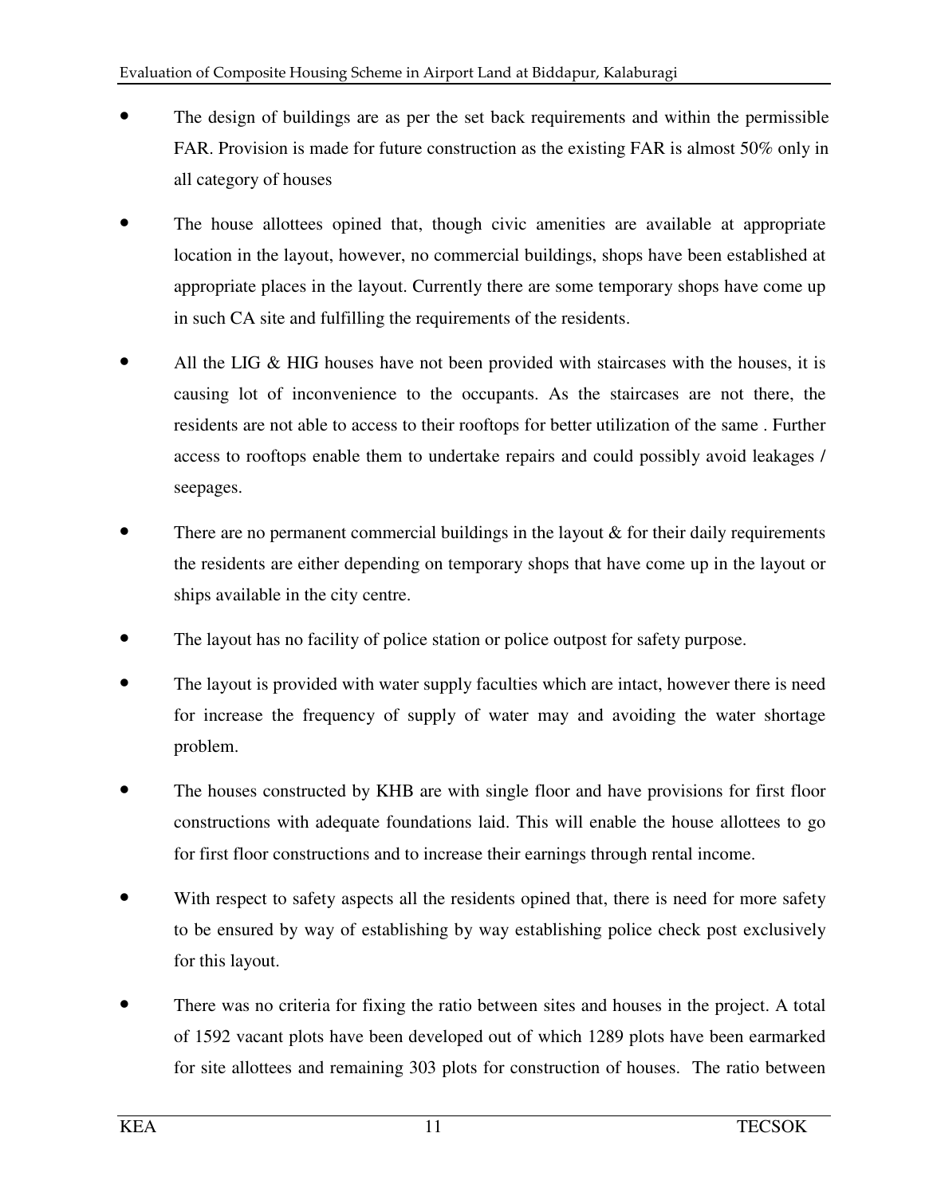- The design of buildings are as per the set back requirements and within the permissible FAR. Provision is made for future construction as the existing FAR is almost 50% only in all category of houses

- The house allottees opined that, though civic amenities are available at appropriate location in the layout, however, no commercial buildings, shops have been established at appropriate places in the layout. Currently there are some temporary shops have come up in such CA site and fulfilling the requirements of the residents.

- All the LIG & HIG houses have not been provided with staircases with the houses, it is causing lot of inconvenience to the occupants. As the staircases are not there, the residents are not able to access to their rooftops for better utilization of the same . Further access to rooftops enable them to undertake repairs and could possibly avoid leakages / seepages.

- There are no permanent commercial buildings in the layout & for their daily requirements the residents are either depending on temporary shops that have come up in the layout or ships available in the city centre.

- The layout has no facility of police station or police outpost for safety purpose.

- The layout is provided with water supply faculties which are intact, however there is need for increase the frequency of supply of water may and avoiding the water shortage problem.

- The houses constructed by KHB are with single floor and have provisions for first floor constructions with adequate foundations laid. This will enable the house allottees to go for first floor constructions and to increase their earnings through rental income.

- With respect to safety aspects all the residents opined that, there is need for more safety to be ensured by way of establishing by way establishing police check post exclusively for this layout.

- There was no criteria for fixing the ratio between sites and houses in the project. A total of 1592 vacant plots have been developed out of which 1289 plots have been earmarked for site allottees and remaining 303 plots for construction of houses. The ratio between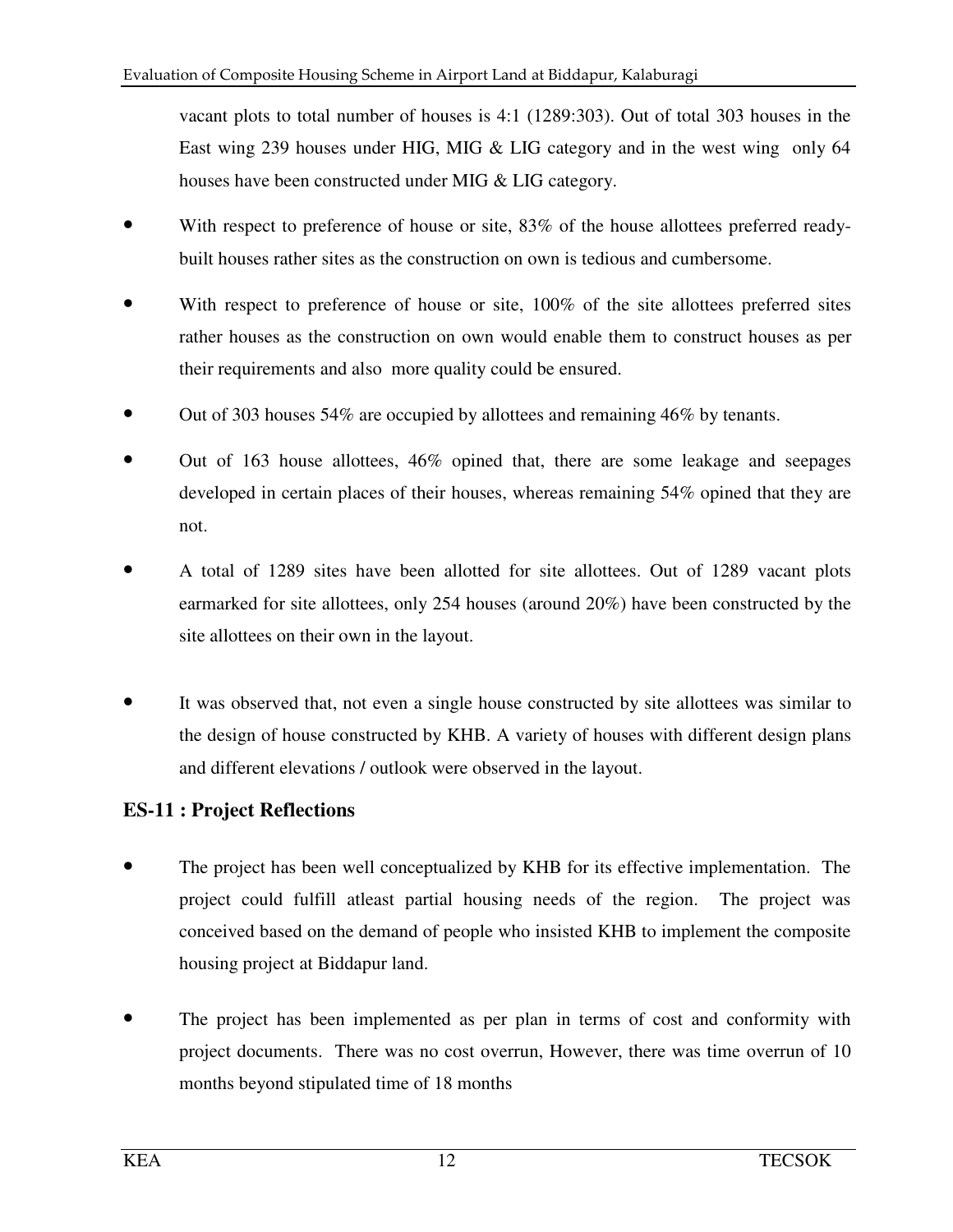vacant plots to total number of houses is 4:1 (1289:303). Out of total 303 houses in the East wing 239 houses under HIG, MIG & LIG category and in the west wing only 64 houses have been constructed under MIG & LIG category.

- With respect to preference of house or site, 83% of the house allottees preferred ready-built houses rather sites as the construction on own is tedious and cumbersome.
- With respect to preference of house or site, 100% of the site allottees preferred sites rather houses as the construction on own would enable them to construct houses as per their requirements and also more quality could be ensured.
- Out of 303 houses 54% are occupied by allottees and remaining 46% by tenants.
- Out of 163 house allottees, 46% opined that, there are some leakage and seepages developed in certain places of their houses, whereas remaining 54% opined that they are not.
- A total of 1289 sites have been allotted for site allottees. Out of 1289 vacant plots earmarked for site allottees, only 254 houses (around 20%) have been constructed by the site allottees on their own in the layout.
- It was observed that, not even a single house constructed by site allottees was similar to the design of house constructed by KHB. A variety of houses with different design plans and different elevations / outlook were observed in the layout.

### ES-11 : Project Reflections

- The project has been well conceptualized by KHB for its effective implementation. The project could fulfill atleast partial housing needs of the region. The project was conceived based on the demand of people who insisted KHB to implement the composite housing project at Biddapur land.
- The project has been implemented as per plan in terms of cost and conformity with project documents. There was no cost overrun, However, there was time overrun of 10 months beyond stipulated time of 18 months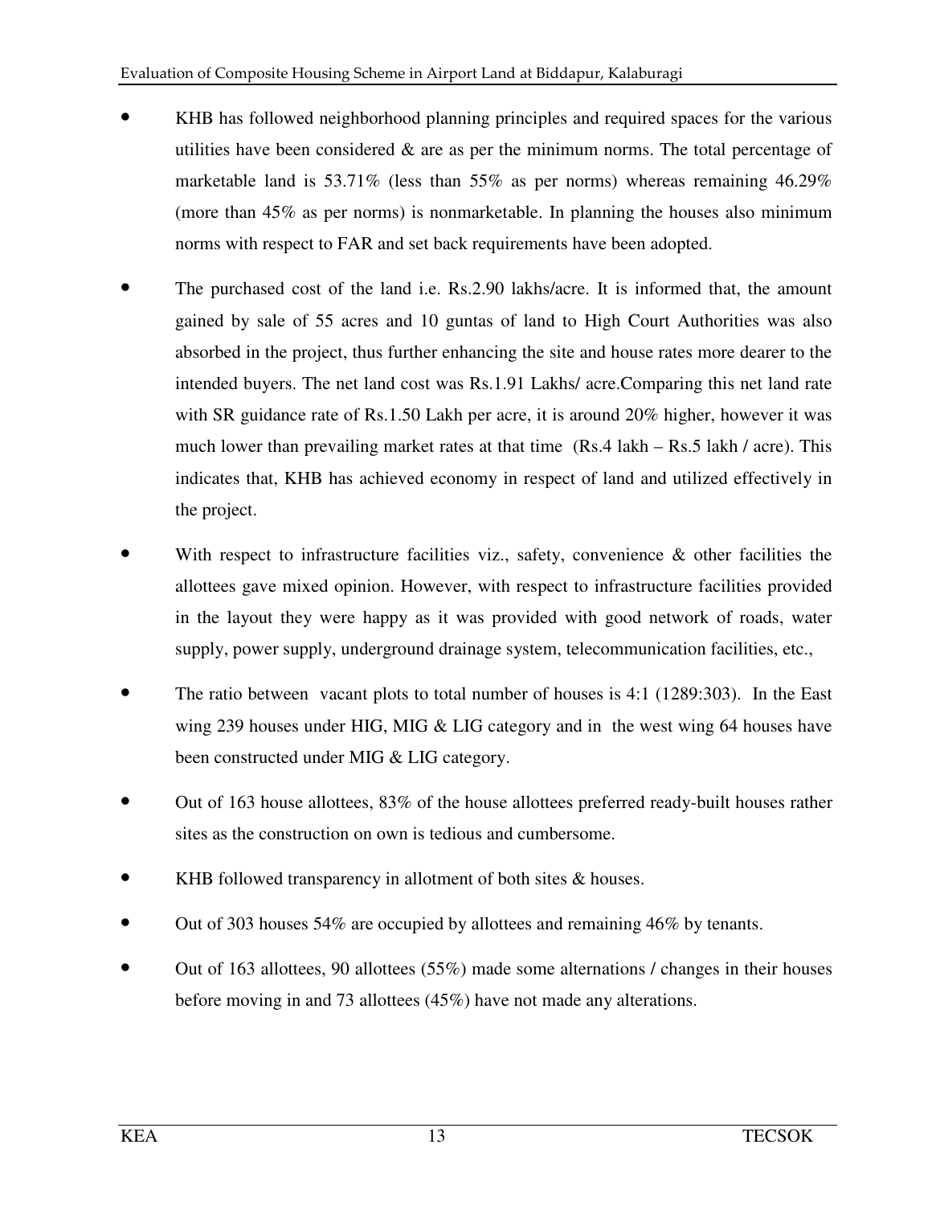- KHB has followed neighborhood planning principles and required spaces for the various utilities have been considered & are as per the minimum norms. The total percentage of marketable land is 53.71% (less than 55% as per norms) whereas remaining 46.29% (more than 45% as per norms) is nonmarketable. In planning the houses also minimum norms with respect to FAR and set back requirements have been adopted.

- The purchased cost of the land i.e. Rs.2.90 lakhs/acre. It is informed that, the amount gained by sale of 55 acres and 10 guntas of land to High Court Authorities was also absorbed in the project, thus further enhancing the site and house rates more dearer to the intended buyers. The net land cost was Rs.1.91 Lakhs/ acre.Comparing this net land rate with SR guidance rate of Rs.1.50 Lakh per acre, it is around 20% higher, however it was much lower than prevailing market rates at that time (Rs.4 lakh – Rs.5 lakh / acre). This indicates that, KHB has achieved economy in respect of land and utilized effectively in the project.

- With respect to infrastructure facilities viz., safety, convenience & other facilities the allottees gave mixed opinion. However, with respect to infrastructure facilities provided in the layout they were happy as it was provided with good network of roads, water supply, power supply, underground drainage system, telecommunication facilities, etc.,

- The ratio between vacant plots to total number of houses is 4:1 (1289:303). In the East wing 239 houses under HIG, MIG & LIG category and in the west wing 64 houses have been constructed under MIG & LIG category.

- Out of 163 house allottees, 83% of the house allottees preferred ready-built houses rather sites as the construction on own is tedious and cumbersome.

- KHB followed transparency in allotment of both sites & houses.

- Out of 303 houses 54% are occupied by allottees and remaining 46% by tenants.

- Out of 163 allottees, 90 allottees (55%) made some alternations / changes in their houses before moving in and 73 allottees (45%) have not made any alterations.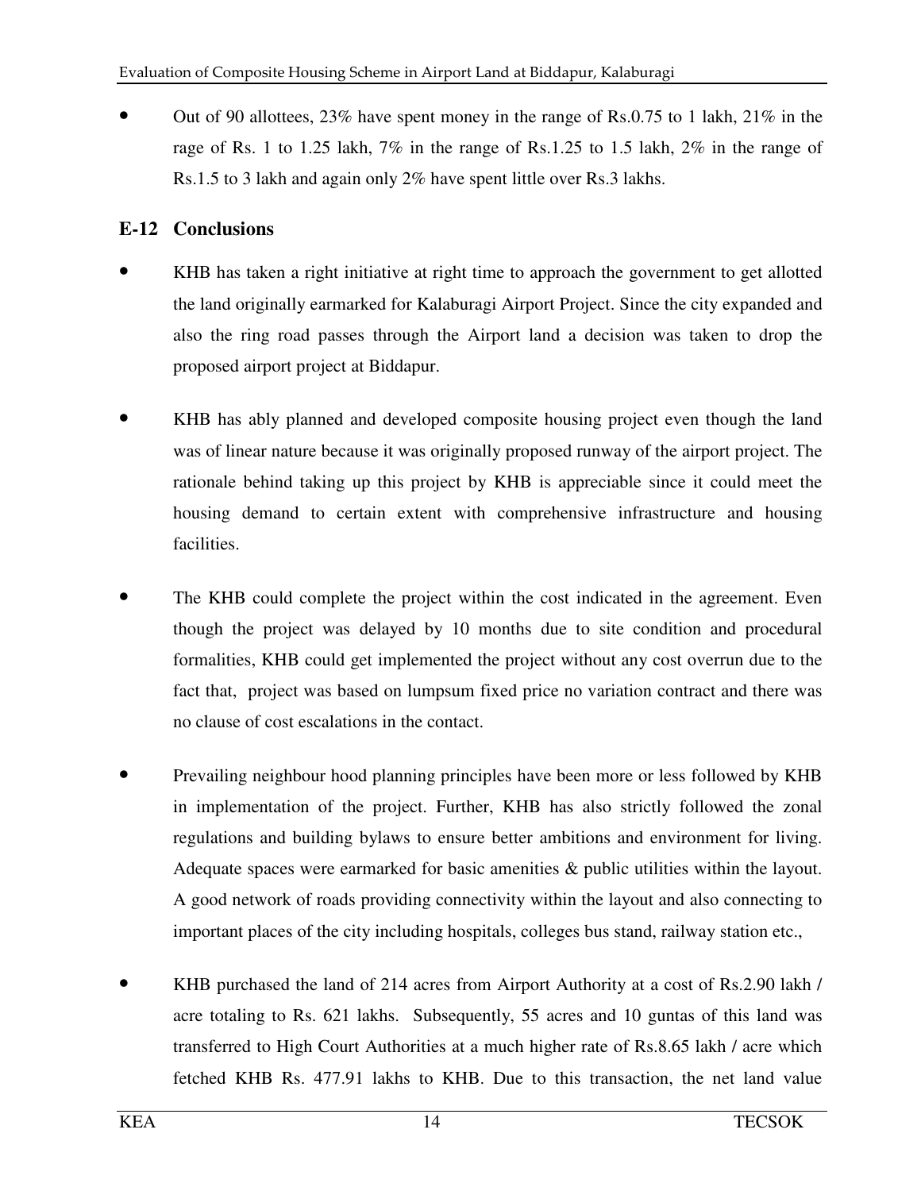- Out of 90 allottees, 23% have spent money in the range of Rs.0.75 to 1 lakh, 21% in the rage of Rs. 1 to 1.25 lakh, 7% in the range of Rs.1.25 to 1.5 lakh, 2% in the range of Rs.1.5 to 3 lakh and again only 2% have spent little over Rs.3 lakhs.

## E-12 Conclusions

- KHB has taken a right initiative at right time to approach the government to get allotted the land originally earmarked for Kalaburagi Airport Project. Since the city expanded and also the ring road passes through the Airport land a decision was taken to drop the proposed airport project at Biddapur.

- KHB has ably planned and developed composite housing project even though the land was of linear nature because it was originally proposed runway of the airport project. The rationale behind taking up this project by KHB is appreciable since it could meet the housing demand to certain extent with comprehensive infrastructure and housing facilities.

- The KHB could complete the project within the cost indicated in the agreement. Even though the project was delayed by 10 months due to site condition and procedural formalities, KHB could get implemented the project without any cost overrun due to the fact that, project was based on lumpsum fixed price no variation contract and there was no clause of cost escalations in the contact.

- Prevailing neighbour hood planning principles have been more or less followed by KHB in implementation of the project. Further, KHB has also strictly followed the zonal regulations and building bylaws to ensure better ambitions and environment for living. Adequate spaces were earmarked for basic amenities & public utilities within the layout. A good network of roads providing connectivity within the layout and also connecting to important places of the city including hospitals, colleges bus stand, railway station etc.,

- KHB purchased the land of 214 acres from Airport Authority at a cost of Rs.2.90 lakh / acre totaling to Rs. 621 lakhs. Subsequently, 55 acres and 10 guntas of this land was transferred to High Court Authorities at a much higher rate of Rs.8.65 lakh / acre which fetched KHB Rs. 477.91 lakhs to KHB. Due to this transaction, the net land value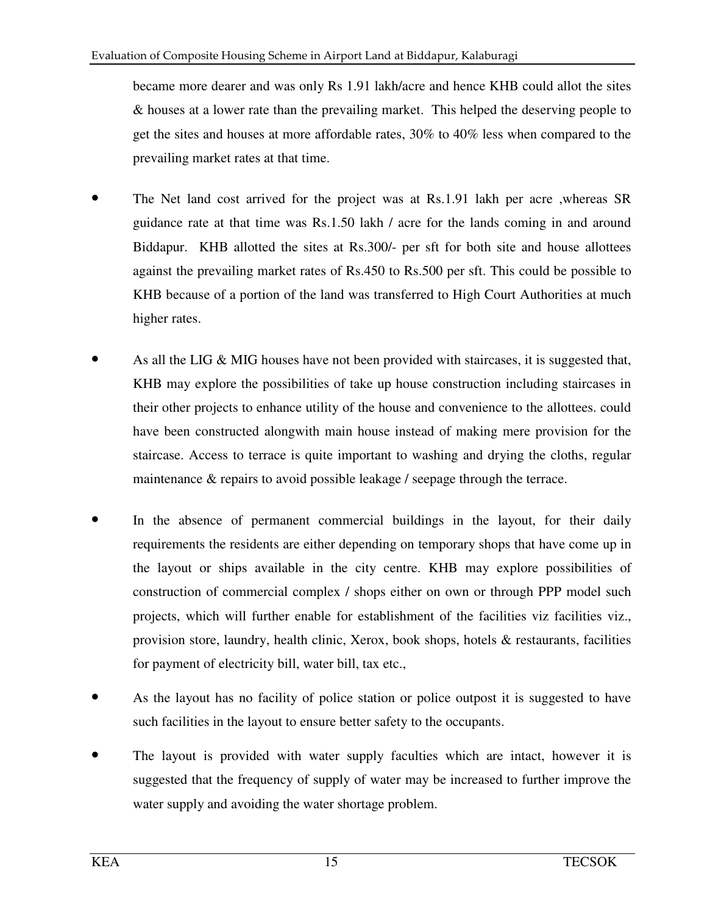became more dearer and was only Rs 1.91 lakh/acre and hence KHB could allot the sites & houses at a lower rate than the prevailing market. This helped the deserving people to get the sites and houses at more affordable rates, 30% to 40% less when compared to the prevailing market rates at that time.

- The Net land cost arrived for the project was at Rs.1.91 lakh per acre ,whereas SR guidance rate at that time was Rs.1.50 lakh / acre for the lands coming in and around Biddapur. KHB allotted the sites at Rs.300/- per sft for both site and house allottees against the prevailing market rates of Rs.450 to Rs.500 per sft. This could be possible to KHB because of a portion of the land was transferred to High Court Authorities at much higher rates.

- As all the LIG & MIG houses have not been provided with staircases, it is suggested that, KHB may explore the possibilities of take up house construction including staircases in their other projects to enhance utility of the house and convenience to the allottees. could have been constructed alongwith main house instead of making mere provision for the staircase. Access to terrace is quite important to washing and drying the cloths, regular maintenance & repairs to avoid possible leakage / seepage through the terrace.

- In the absence of permanent commercial buildings in the layout, for their daily requirements the residents are either depending on temporary shops that have come up in the layout or ships available in the city centre. KHB may explore possibilities of construction of commercial complex / shops either on own or through PPP model such projects, which will further enable for establishment of the facilities viz facilities viz., provision store, laundry, health clinic, Xerox, book shops, hotels & restaurants, facilities for payment of electricity bill, water bill, tax etc.,

- As the layout has no facility of police station or police outpost it is suggested to have such facilities in the layout to ensure better safety to the occupants.

- The layout is provided with water supply faculties which are intact, however it is suggested that the frequency of supply of water may be increased to further improve the water supply and avoiding the water shortage problem.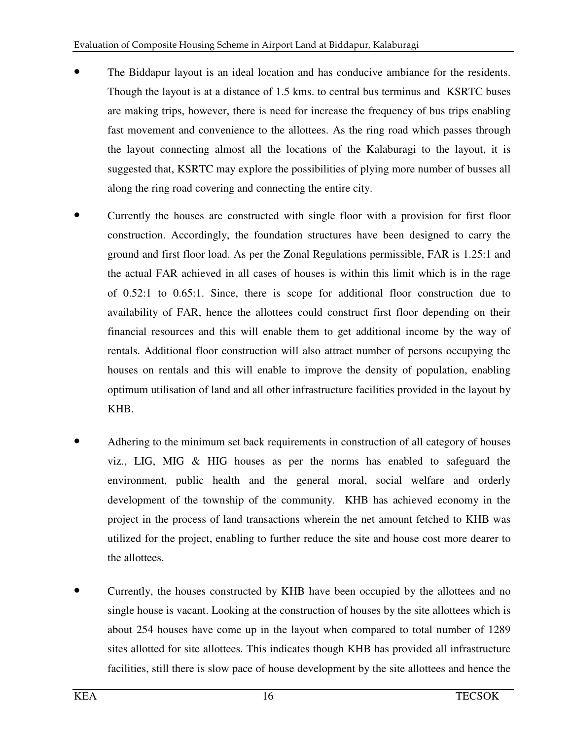- The Biddapur layout is an ideal location and has conducive ambiance for the residents. Though the layout is at a distance of 1.5 kms. to central bus terminus and KSRTC buses are making trips, however, there is need for increase the frequency of bus trips enabling fast movement and convenience to the allottees. As the ring road which passes through the layout connecting almost all the locations of the Kalaburagi to the layout, it is suggested that, KSRTC may explore the possibilities of plying more number of busses all along the ring road covering and connecting the entire city.

- Currently the houses are constructed with single floor with a provision for first floor construction. Accordingly, the foundation structures have been designed to carry the ground and first floor load. As per the Zonal Regulations permissible, FAR is 1.25:1 and the actual FAR achieved in all cases of houses is within this limit which is in the rage of 0.52:1 to 0.65:1. Since, there is scope for additional floor construction due to availability of FAR, hence the allottees could construct first floor depending on their financial resources and this will enable them to get additional income by the way of rentals. Additional floor construction will also attract number of persons occupying the houses on rentals and this will enable to improve the density of population, enabling optimum utilisation of land and all other infrastructure facilities provided in the layout by KHB.

- Adhering to the minimum set back requirements in construction of all category of houses viz., LIG, MIG & HIG houses as per the norms has enabled to safeguard the environment, public health and the general moral, social welfare and orderly development of the township of the community. KHB has achieved economy in the project in the process of land transactions wherein the net amount fetched to KHB was utilized for the project, enabling to further reduce the site and house cost more dearer to the allottees.

- Currently, the houses constructed by KHB have been occupied by the allottees and no single house is vacant. Looking at the construction of houses by the site allottees which is about 254 houses have come up in the layout when compared to total number of 1289 sites allotted for site allottees. This indicates though KHB has provided all infrastructure facilities, still there is slow pace of house development by the site allottees and hence the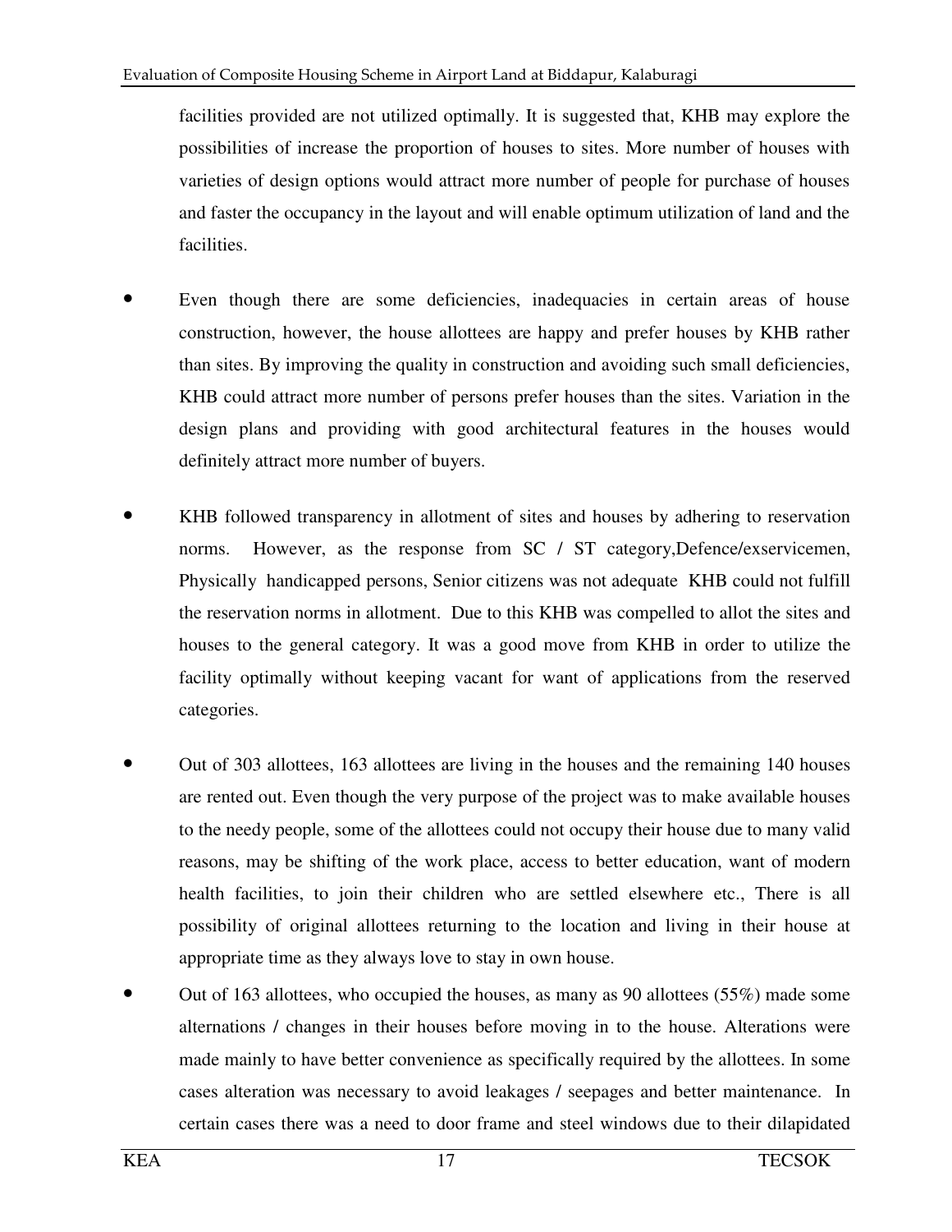facilities provided are not utilized optimally. It is suggested that, KHB may explore the possibilities of increase the proportion of houses to sites. More number of houses with varieties of design options would attract more number of people for purchase of houses and faster the occupancy in the layout and will enable optimum utilization of land and the facilities.

- Even though there are some deficiencies, inadequacies in certain areas of house construction, however, the house allottees are happy and prefer houses by KHB rather than sites. By improving the quality in construction and avoiding such small deficiencies, KHB could attract more number of persons prefer houses than the sites. Variation in the design plans and providing with good architectural features in the houses would definitely attract more number of buyers.

- KHB followed transparency in allotment of sites and houses by adhering to reservation norms. However, as the response from SC / ST category,Defence/exservicemen, Physically handicapped persons, Senior citizens was not adequate KHB could not fulfill the reservation norms in allotment. Due to this KHB was compelled to allot the sites and houses to the general category. It was a good move from KHB in order to utilize the facility optimally without keeping vacant for want of applications from the reserved categories.

- Out of 303 allottees, 163 allottees are living in the houses and the remaining 140 houses are rented out. Even though the very purpose of the project was to make available houses to the needy people, some of the allottees could not occupy their house due to many valid reasons, may be shifting of the work place, access to better education, want of modern health facilities, to join their children who are settled elsewhere etc., There is all possibility of original allottees returning to the location and living in their house at appropriate time as they always love to stay in own house.

- Out of 163 allottees, who occupied the houses, as many as 90 allottees (55%) made some alternations / changes in their houses before moving in to the house. Alterations were made mainly to have better convenience as specifically required by the allottees. In some cases alteration was necessary to avoid leakages / seepages and better maintenance. In certain cases there was a need to door frame and steel windows due to their dilapidated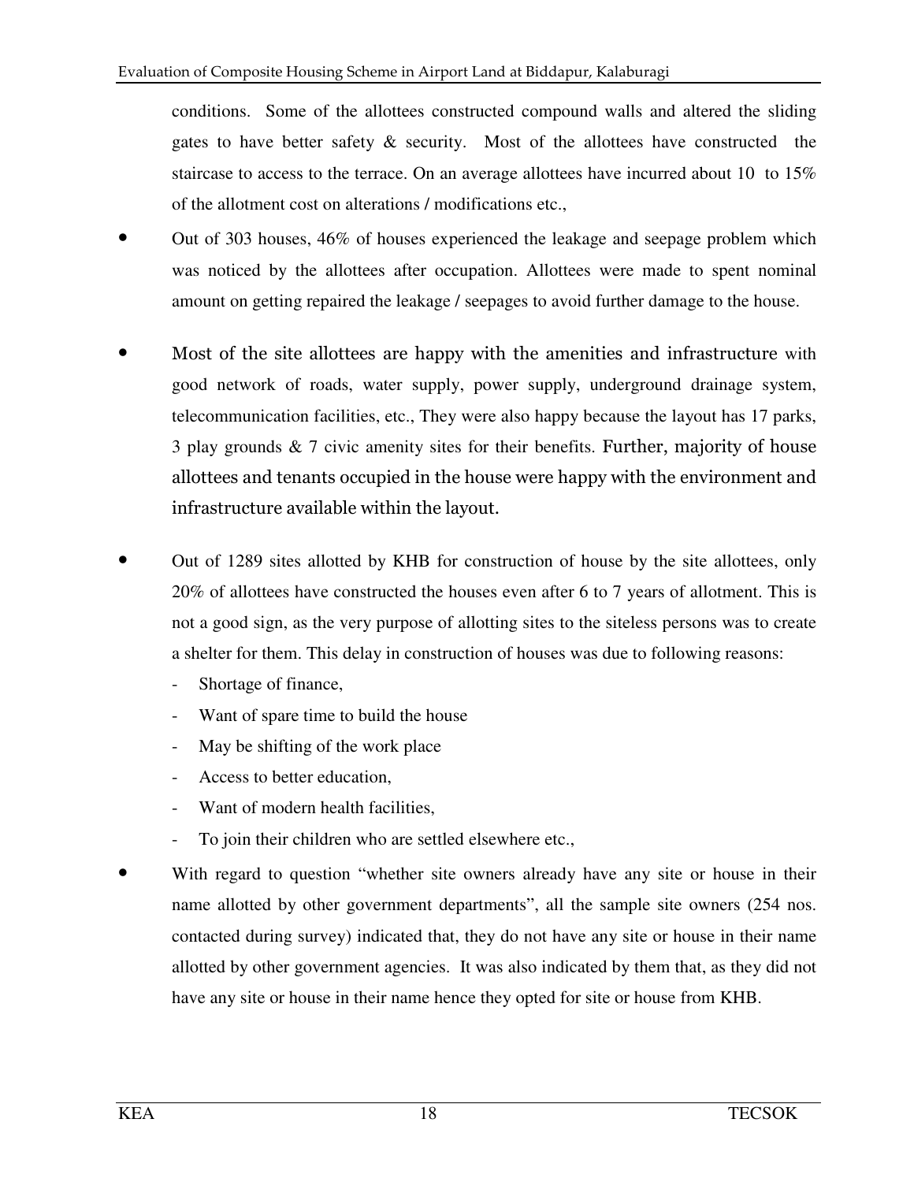conditions. Some of the allottees constructed compound walls and altered the sliding gates to have better safety & security. Most of the allottees have constructed the staircase to access to the terrace. On an average allottees have incurred about 10 to 15% of the allotment cost on alterations / modifications etc.,

- Out of 303 houses, 46% of houses experienced the leakage and seepage problem which was noticed by the allottees after occupation. Allottees were made to spent nominal amount on getting repaired the leakage / seepages to avoid further damage to the house.

- Most of the site allottees are happy with the amenities and infrastructure with good network of roads, water supply, power supply, underground drainage system, telecommunication facilities, etc., They were also happy because the layout has 17 parks, 3 play grounds & 7 civic amenity sites for their benefits. Further, majority of house allottees and tenants occupied in the house were happy with the environment and infrastructure available within the layout.

- Out of 1289 sites allotted by KHB for construction of house by the site allottees, only 20% of allottees have constructed the houses even after 6 to 7 years of allotment. This is not a good sign, as the very purpose of allotting sites to the siteless persons was to create a shelter for them. This delay in construction of houses was due to following reasons:
  - Shortage of finance,
  - Want of spare time to build the house
  - May be shifting of the work place
  - Access to better education,
  - Want of modern health facilities,
  - To join their children who are settled elsewhere etc.,

- With regard to question "whether site owners already have any site or house in their name allotted by other government departments", all the sample site owners (254 nos. contacted during survey) indicated that, they do not have any site or house in their name allotted by other government agencies. It was also indicated by them that, as they did not have any site or house in their name hence they opted for site or house from KHB.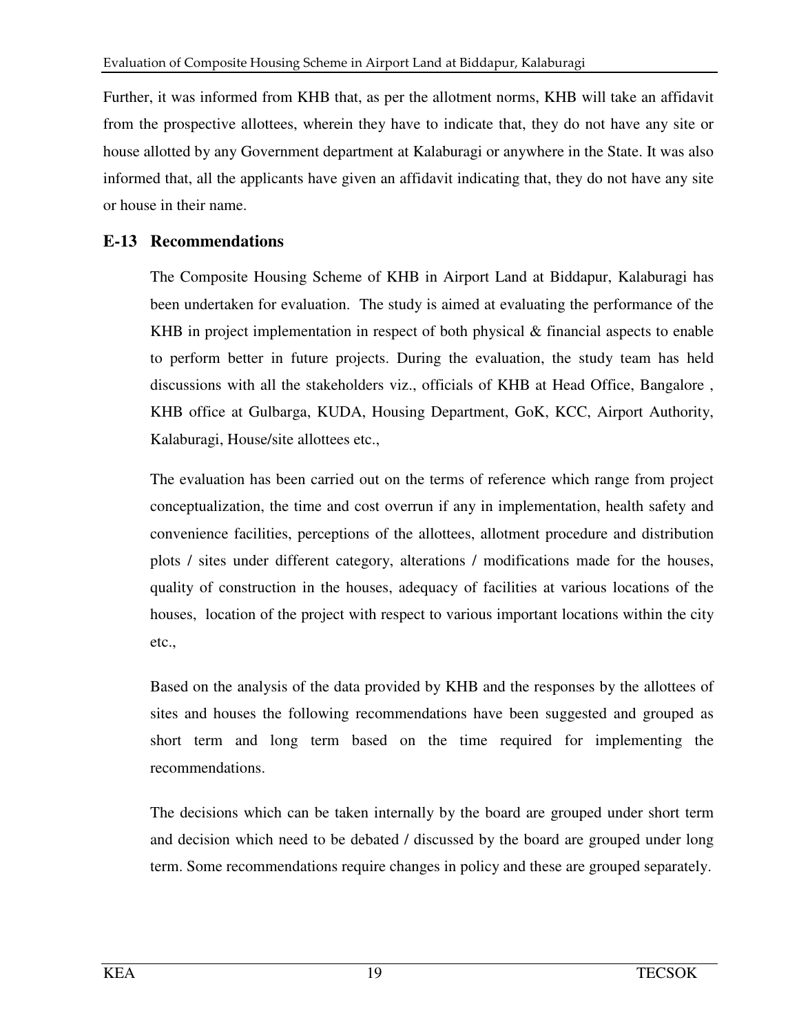Further, it was informed from KHB that, as per the allotment norms, KHB will take an affidavit from the prospective allottees, wherein they have to indicate that, they do not have any site or house allotted by any Government department at Kalaburagi or anywhere in the State. It was also informed that, all the applicants have given an affidavit indicating that, they do not have any site or house in their name.

## E-13 Recommendations

The Composite Housing Scheme of KHB in Airport Land at Biddapur, Kalaburagi has been undertaken for evaluation. The study is aimed at evaluating the performance of the KHB in project implementation in respect of both physical & financial aspects to enable to perform better in future projects. During the evaluation, the study team has held discussions with all the stakeholders viz., officials of KHB at Head Office, Bangalore , KHB office at Gulbarga, KUDA, Housing Department, GoK, KCC, Airport Authority, Kalaburagi, House/site allottees etc.,

The evaluation has been carried out on the terms of reference which range from project conceptualization, the time and cost overrun if any in implementation, health safety and convenience facilities, perceptions of the allottees, allotment procedure and distribution plots / sites under different category, alterations / modifications made for the houses, quality of construction in the houses, adequacy of facilities at various locations of the houses, location of the project with respect to various important locations within the city etc.,

Based on the analysis of the data provided by KHB and the responses by the allottees of sites and houses the following recommendations have been suggested and grouped as short term and long term based on the time required for implementing the recommendations.

The decisions which can be taken internally by the board are grouped under short term and decision which need to be debated / discussed by the board are grouped under long term. Some recommendations require changes in policy and these are grouped separately.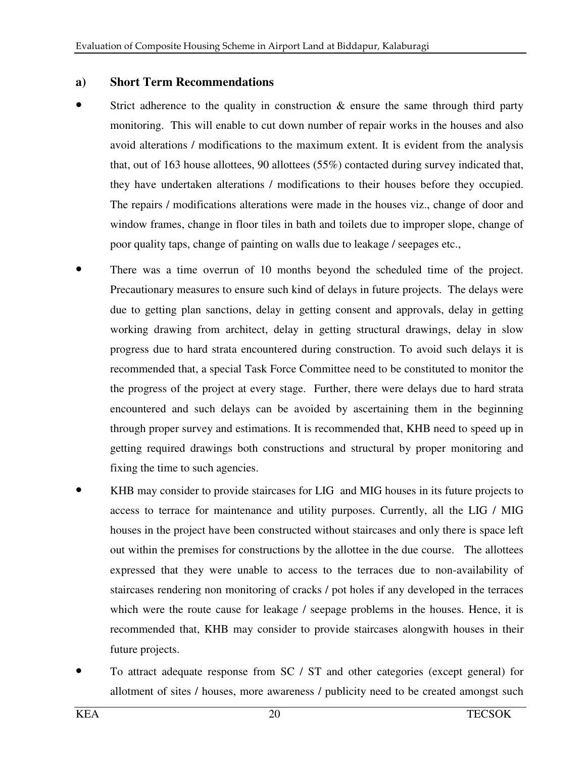### a) Short Term Recommendations

- Strict adherence to the quality in construction & ensure the same through third party monitoring. This will enable to cut down number of repair works in the houses and also avoid alterations / modifications to the maximum extent. It is evident from the analysis that, out of 163 house allottees, 90 allottees (55%) contacted during survey indicated that, they have undertaken alterations / modifications to their houses before they occupied. The repairs / modifications alterations were made in the houses viz., change of door and window frames, change in floor tiles in bath and toilets due to improper slope, change of poor quality taps, change of painting on walls due to leakage / seepages etc.,

- There was a time overrun of 10 months beyond the scheduled time of the project. Precautionary measures to ensure such kind of delays in future projects. The delays were due to getting plan sanctions, delay in getting consent and approvals, delay in getting working drawing from architect, delay in getting structural drawings, delay in slow progress due to hard strata encountered during construction. To avoid such delays it is recommended that, a special Task Force Committee need to be constituted to monitor the the progress of the project at every stage. Further, there were delays due to hard strata encountered and such delays can be avoided by ascertaining them in the beginning through proper survey and estimations. It is recommended that, KHB need to speed up in getting required drawings both constructions and structural by proper monitoring and fixing the time to such agencies.

- KHB may consider to provide staircases for LIG and MIG houses in its future projects to access to terrace for maintenance and utility purposes. Currently, all the LIG / MIG houses in the project have been constructed without staircases and only there is space left out within the premises for constructions by the allottee in the due course. The allottees expressed that they were unable to access to the terraces due to non-availability of staircases rendering non monitoring of cracks / pot holes if any developed in the terraces which were the route cause for leakage / seepage problems in the houses. Hence, it is recommended that, KHB may consider to provide staircases alongwith houses in their future projects.

- To attract adequate response from SC / ST and other categories (except general) for allotment of sites / houses, more awareness / publicity need to be created amongst such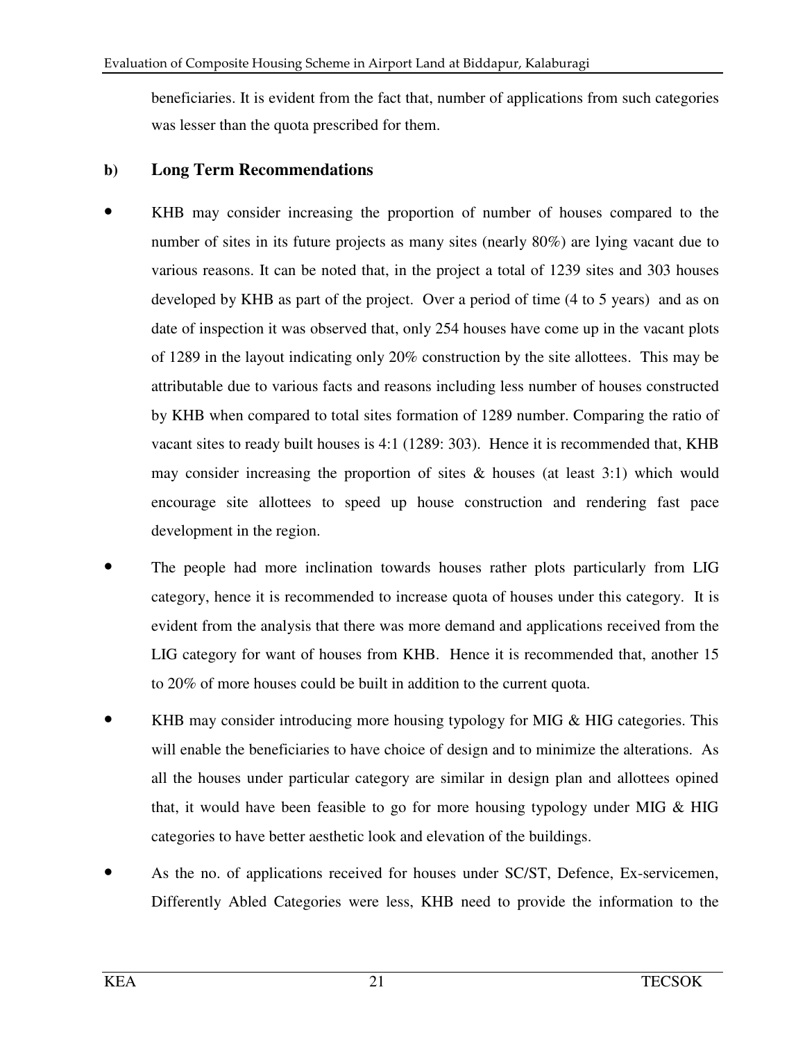beneficiaries. It is evident from the fact that, number of applications from such categories was lesser than the quota prescribed for them.

### b) Long Term Recommendations

- KHB may consider increasing the proportion of number of houses compared to the number of sites in its future projects as many sites (nearly 80%) are lying vacant due to various reasons. It can be noted that, in the project a total of 1239 sites and 303 houses developed by KHB as part of the project. Over a period of time (4 to 5 years) and as on date of inspection it was observed that, only 254 houses have come up in the vacant plots of 1289 in the layout indicating only 20% construction by the site allottees. This may be attributable due to various facts and reasons including less number of houses constructed by KHB when compared to total sites formation of 1289 number. Comparing the ratio of vacant sites to ready built houses is 4:1 (1289: 303). Hence it is recommended that, KHB may consider increasing the proportion of sites & houses (at least 3:1) which would encourage site allottees to speed up house construction and rendering fast pace development in the region.
- The people had more inclination towards houses rather plots particularly from LIG category, hence it is recommended to increase quota of houses under this category. It is evident from the analysis that there was more demand and applications received from the LIG category for want of houses from KHB. Hence it is recommended that, another 15 to 20% of more houses could be built in addition to the current quota.
- KHB may consider introducing more housing typology for MIG & HIG categories. This will enable the beneficiaries to have choice of design and to minimize the alterations. As all the houses under particular category are similar in design plan and allottees opined that, it would have been feasible to go for more housing typology under MIG & HIG categories to have better aesthetic look and elevation of the buildings.
- As the no. of applications received for houses under SC/ST, Defence, Ex-servicemen, Differently Abled Categories were less, KHB need to provide the information to the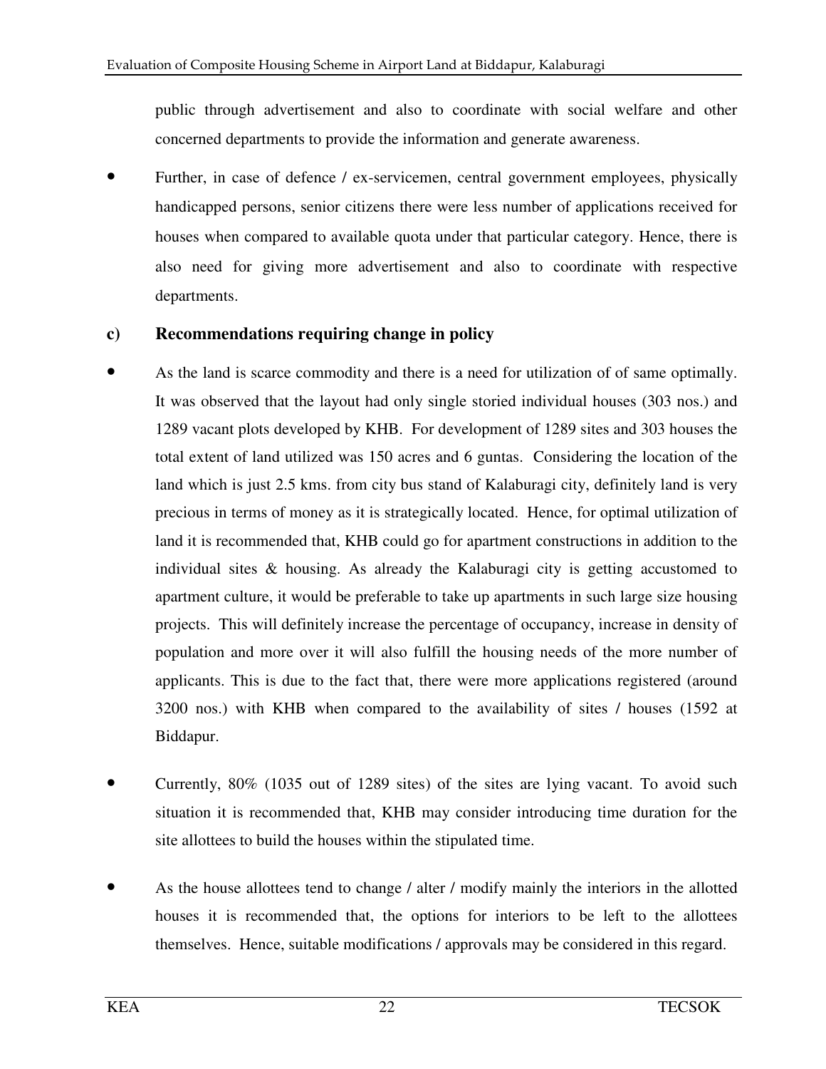public through advertisement and also to coordinate with social welfare and other concerned departments to provide the information and generate awareness.

- Further, in case of defence / ex-servicemen, central government employees, physically handicapped persons, senior citizens there were less number of applications received for houses when compared to available quota under that particular category. Hence, there is also need for giving more advertisement and also to coordinate with respective departments.

### c) Recommendations requiring change in policy

- As the land is scarce commodity and there is a need for utilization of of same optimally. It was observed that the layout had only single storied individual houses (303 nos.) and 1289 vacant plots developed by KHB. For development of 1289 sites and 303 houses the total extent of land utilized was 150 acres and 6 guntas. Considering the location of the land which is just 2.5 kms. from city bus stand of Kalaburagi city, definitely land is very precious in terms of money as it is strategically located. Hence, for optimal utilization of land it is recommended that, KHB could go for apartment constructions in addition to the individual sites & housing. As already the Kalaburagi city is getting accustomed to apartment culture, it would be preferable to take up apartments in such large size housing projects. This will definitely increase the percentage of occupancy, increase in density of population and more over it will also fulfill the housing needs of the more number of applicants. This is due to the fact that, there were more applications registered (around 3200 nos.) with KHB when compared to the availability of sites / houses (1592 at Biddapur.

- Currently, 80% (1035 out of 1289 sites) of the sites are lying vacant. To avoid such situation it is recommended that, KHB may consider introducing time duration for the site allottees to build the houses within the stipulated time.

- As the house allottees tend to change / alter / modify mainly the interiors in the allotted houses it is recommended that, the options for interiors to be left to the allottees themselves. Hence, suitable modifications / approvals may be considered in this regard.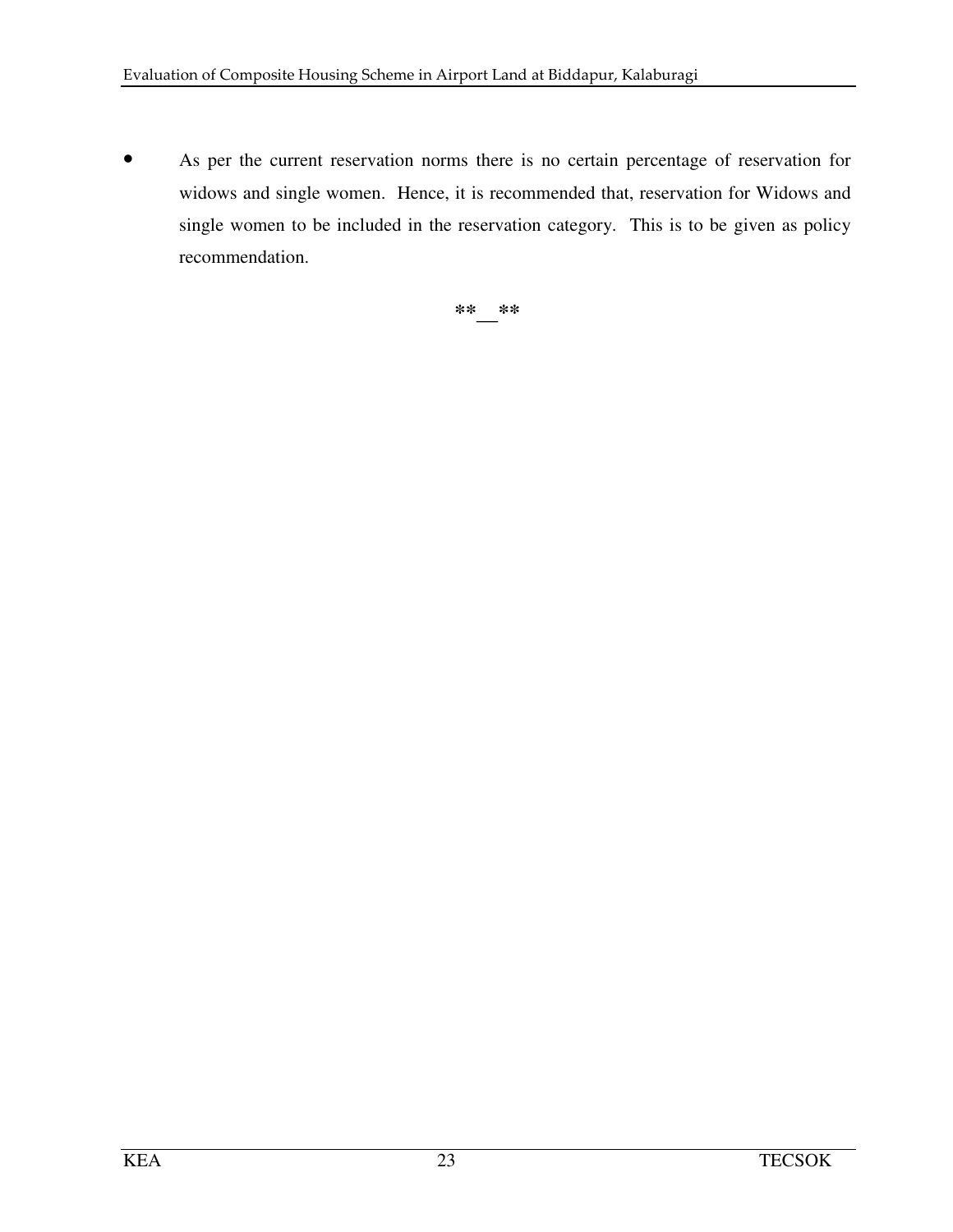- As per the current reservation norms there is no certain percentage of reservation for widows and single women. Hence, it is recommended that, reservation for Widows and single women to be included in the reservation category. This is to be given as policy recommendation.

**__**